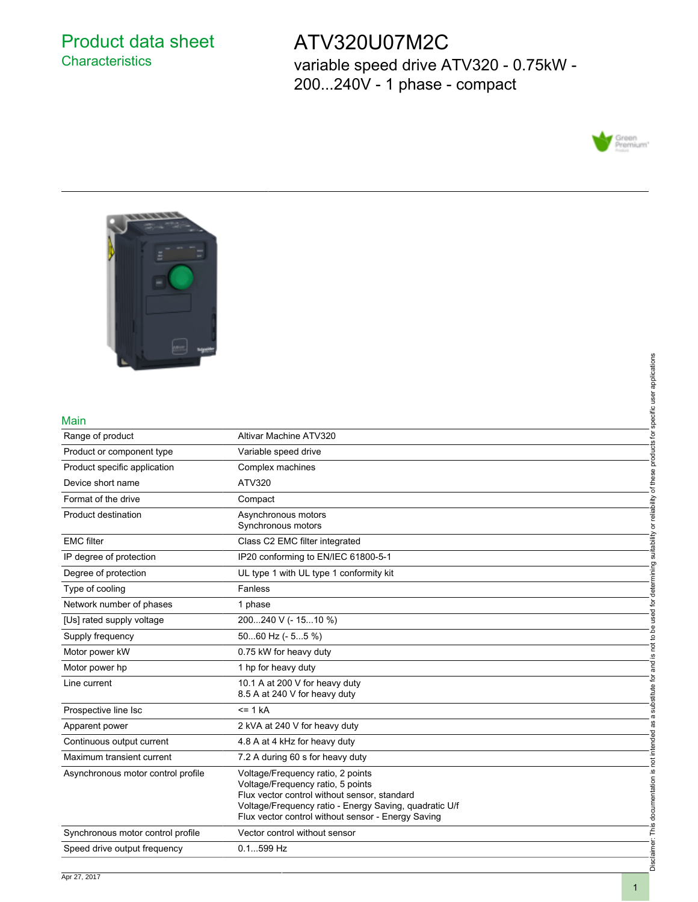# Product data sheet

## Characteristics

# ATV320U07M2C

variable speed drive ATV320 - 0.75kW - 200...240V - 1 phase - compact

### Main

| | |
|---|---|
| Range of product | Altivar Machine ATV320 |
| Product or component type | Variable speed drive |
| Product specific application | Complex machines |
| Device short name | ATV320 |
| Format of the drive | Compact |
| Product destination | Asynchronous motors<br>Synchronous motors |
| EMC filter | Class C2 EMC filter integrated |
| IP degree of protection | IP20 conforming to EN/IEC 61800-5-1 |
| Degree of protection | UL type 1 with UL type 1 conformity kit |
| Type of cooling | Fanless |
| Network number of phases | 1 phase |
| [Us] rated supply voltage | 200...240 V (- 15...10 %) |
| Supply frequency | 50...60 Hz (- 5...5 %) |
| Motor power kW | 0.75 kW for heavy duty |
| Motor power hp | 1 hp for heavy duty |
| Line current | 10.1 A at 200 V for heavy duty<br>8.5 A at 240 V for heavy duty |
| Prospective line Isc | <= 1 kA |
| Apparent power | 2 kVA at 240 V for heavy duty |
| Continuous output current | 4.8 A at 4 kHz for heavy duty |
| Maximum transient current | 7.2 A during 60 s for heavy duty |
| Asynchronous motor control profile | Voltage/Frequency ratio, 2 points<br>Voltage/Frequency ratio, 5 points<br>Flux vector control without sensor, standard<br>Voltage/Frequency ratio - Energy Saving, quadratic U/f<br>Flux vector control without sensor - Energy Saving |
| Synchronous motor control profile | Vector control without sensor |
| Speed drive output frequency | 0.1...599 Hz |

Disclaimer: This documentation is not intended as a substitute for and is not to be used for determining suitability or reliability of these products for specific user applications

Apr 27, 2017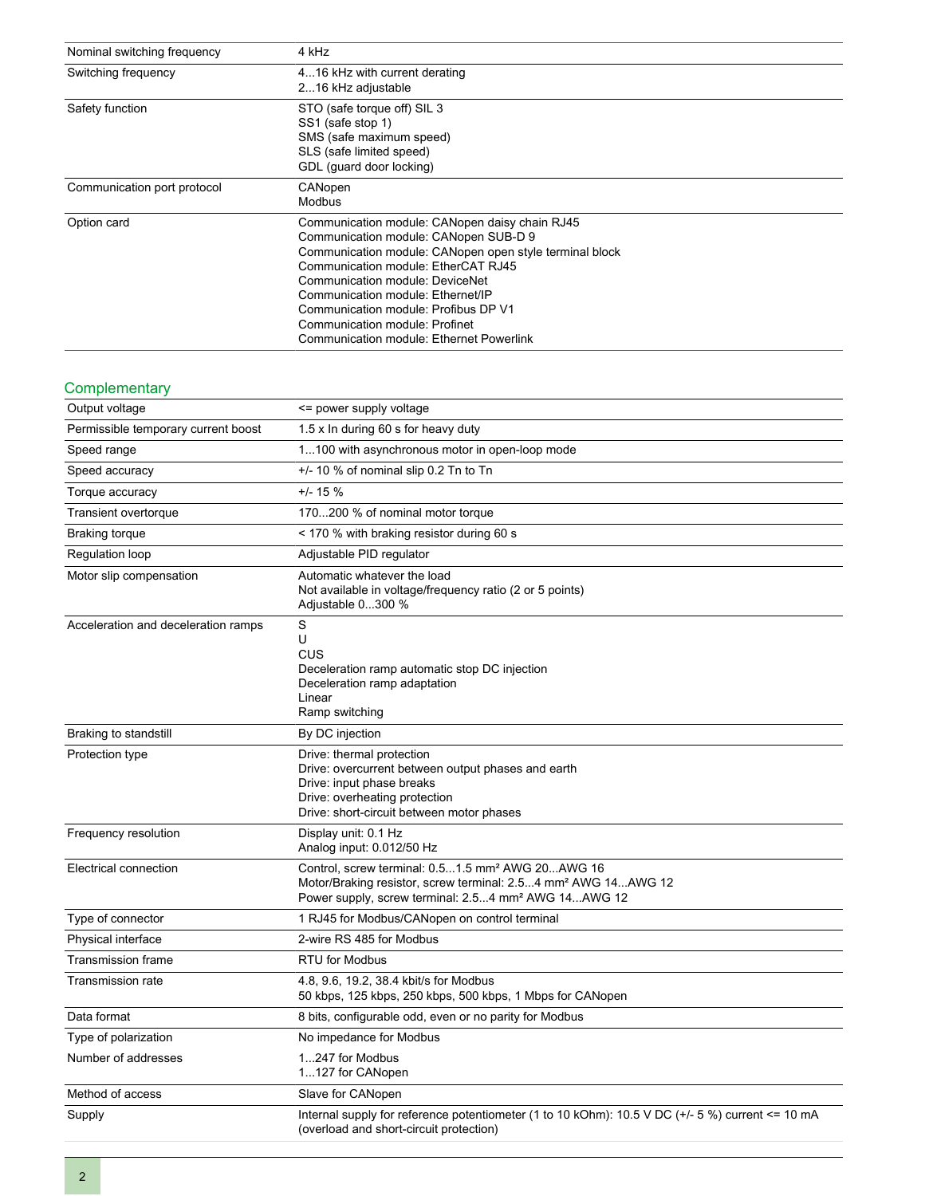| | |
|---|---|
| Nominal switching frequency | 4 kHz |
| Switching frequency | 4...16 kHz with current derating<br>2...16 kHz adjustable |
| Safety function | STO (safe torque off) SIL 3<br>SS1 (safe stop 1)<br>SMS (safe maximum speed)<br>SLS (safe limited speed)<br>GDL (guard door locking) |
| Communication port protocol | CANopen<br>Modbus |
| Option card | Communication module: CANopen daisy chain RJ45<br>Communication module: CANopen SUB-D 9<br>Communication module: CANopen open style terminal block<br>Communication module: EtherCAT RJ45<br>Communication module: DeviceNet<br>Communication module: Ethernet/IP<br>Communication module: Profibus DP V1<br>Communication module: Profinet<br>Communication module: Ethernet Powerlink |

## Complementary

| | |
|---|---|
| Output voltage | <= power supply voltage |
| Permissible temporary current boost | 1.5 x In during 60 s for heavy duty |
| Speed range | 1...100 with asynchronous motor in open-loop mode |
| Speed accuracy | +/- 10 % of nominal slip 0.2 Tn to Tn |
| Torque accuracy | +/- 15 % |
| Transient overtorque | 170...200 % of nominal motor torque |
| Braking torque | < 170 % with braking resistor during 60 s |
| Regulation loop | Adjustable PID regulator |
| Motor slip compensation | Automatic whatever the load<br>Not available in voltage/frequency ratio (2 or 5 points)<br>Adjustable 0...300 % |
| Acceleration and deceleration ramps | S<br>U<br>CUS<br>Deceleration ramp automatic stop DC injection<br>Deceleration ramp adaptation<br>Linear<br>Ramp switching |
| Braking to standstill | By DC injection |
| Protection type | Drive: thermal protection<br>Drive: overcurrent between output phases and earth<br>Drive: input phase breaks<br>Drive: overheating protection<br>Drive: short-circuit between motor phases |
| Frequency resolution | Display unit: 0.1 Hz<br>Analog input: 0.012/50 Hz |
| Electrical connection | Control, screw terminal: 0.5...1.5 mm² AWG 20...AWG 16<br>Motor/Braking resistor, screw terminal: 2.5...4 mm² AWG 14...AWG 12<br>Power supply, screw terminal: 2.5...4 mm² AWG 14...AWG 12 |
| Type of connector | 1 RJ45 for Modbus/CANopen on control terminal |
| Physical interface | 2-wire RS 485 for Modbus |
| Transmission frame | RTU for Modbus |
| Transmission rate | 4.8, 9.6, 19.2, 38.4 kbit/s for Modbus<br>50 kbps, 125 kbps, 250 kbps, 500 kbps, 1 Mbps for CANopen |
| Data format | 8 bits, configurable odd, even or no parity for Modbus |
| Type of polarization | No impedance for Modbus |
| Number of addresses | 1...247 for Modbus<br>1...127 for CANopen |
| Method of access | Slave for CANopen |
| Supply | Internal supply for reference potentiometer (1 to 10 kOhm): 10.5 V DC (+/- 5 %) current <= 10 mA (overload and short-circuit protection) |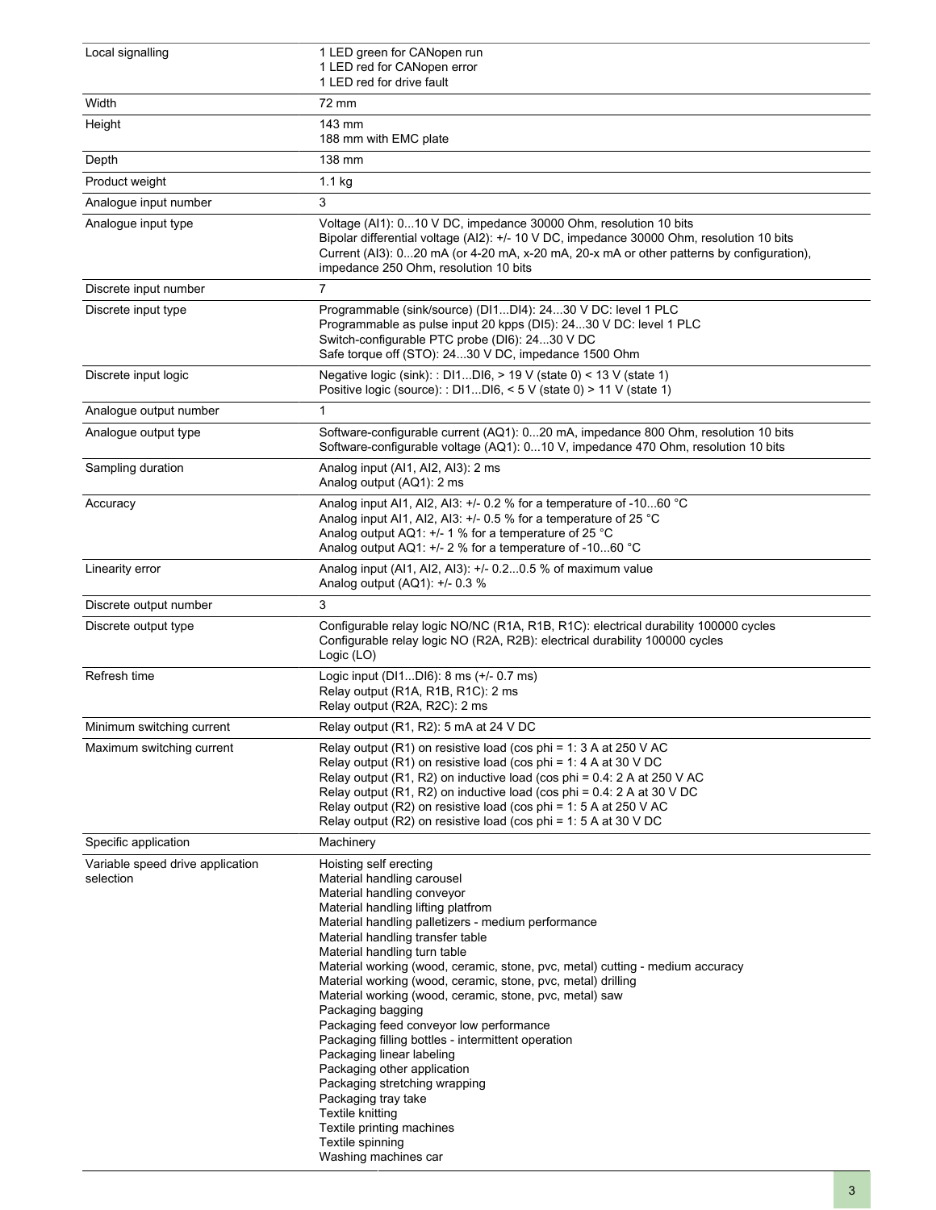| | |
|---|---|
| Local signalling | 1 LED green for CANopen run<br>1 LED red for CANopen error<br>1 LED red for drive fault |
| Width | 72 mm |
| Height | 143 mm<br>188 mm with EMC plate |
| Depth | 138 mm |
| Product weight | 1.1 kg |
| Analogue input number | 3 |
| Analogue input type | Voltage (AI1): 0...10 V DC, impedance 30000 Ohm, resolution 10 bits<br>Bipolar differential voltage (AI2): +/- 10 V DC, impedance 30000 Ohm, resolution 10 bits<br>Current (AI3): 0...20 mA (or 4-20 mA, x-20 mA, 20-x mA or other patterns by configuration), impedance 250 Ohm, resolution 10 bits |
| Discrete input number | 7 |
| Discrete input type | Programmable (sink/source) (DI1...DI4): 24...30 V DC: level 1 PLC<br>Programmable as pulse input 20 kpps (DI5): 24...30 V DC: level 1 PLC<br>Switch-configurable PTC probe (DI6): 24...30 V DC<br>Safe torque off (STO): 24...30 V DC, impedance 1500 Ohm |
| Discrete input logic | Negative logic (sink): : DI1...DI6, > 19 V (state 0) < 13 V (state 1)<br>Positive logic (source): : DI1...DI6, < 5 V (state 0) > 11 V (state 1) |
| Analogue output number | 1 |
| Analogue output type | Software-configurable current (AQ1): 0...20 mA, impedance 800 Ohm, resolution 10 bits<br>Software-configurable voltage (AQ1): 0...10 V, impedance 470 Ohm, resolution 10 bits |
| Sampling duration | Analog input (AI1, AI2, AI3): 2 ms<br>Analog output (AQ1): 2 ms |
| Accuracy | Analog input AI1, AI2, AI3: +/- 0.2 % for a temperature of -10...60 °C<br>Analog input AI1, AI2, AI3: +/- 0.5 % for a temperature of 25 °C<br>Analog output AQ1: +/- 1 % for a temperature of 25 °C<br>Analog output AQ1: +/- 2 % for a temperature of -10...60 °C |
| Linearity error | Analog input (AI1, AI2, AI3): +/- 0.2...0.5 % of maximum value<br>Analog output (AQ1): +/- 0.3 % |
| Discrete output number | 3 |
| Discrete output type | Configurable relay logic NO/NC (R1A, R1B, R1C): electrical durability 100000 cycles<br>Configurable relay logic NO (R2A, R2B): electrical durability 100000 cycles<br>Logic (LO) |
| Refresh time | Logic input (DI1...DI6): 8 ms (+/- 0.7 ms)<br>Relay output (R1A, R1B, R1C): 2 ms<br>Relay output (R2A, R2C): 2 ms |
| Minimum switching current | Relay output (R1, R2): 5 mA at 24 V DC |
| Maximum switching current | Relay output (R1) on resistive load (cos phi = 1: 3 A at 250 V AC<br>Relay output (R1) on resistive load (cos phi = 1: 4 A at 30 V DC<br>Relay output (R1, R2) on inductive load (cos phi = 0.4: 2 A at 250 V AC<br>Relay output (R1, R2) on inductive load (cos phi = 0.4: 2 A at 30 V DC<br>Relay output (R2) on resistive load (cos phi = 1: 5 A at 250 V AC<br>Relay output (R2) on resistive load (cos phi = 1: 5 A at 30 V DC |
| Specific application | Machinery |
| Variable speed drive application selection | Hoisting self erecting<br>Material handling carousel<br>Material handling conveyor<br>Material handling lifting platfrom<br>Material handling palletizers - medium performance<br>Material handling transfer table<br>Material handling turn table<br>Material working (wood, ceramic, stone, pvc, metal) cutting - medium accuracy<br>Material working (wood, ceramic, stone, pvc, metal) drilling<br>Material working (wood, ceramic, stone, pvc, metal) saw<br>Packaging bagging<br>Packaging feed conveyor low performance<br>Packaging filling bottles - intermittent operation<br>Packaging linear labeling<br>Packaging other application<br>Packaging stretching wrapping<br>Packaging tray take<br>Textile knitting<br>Textile printing machines<br>Textile spinning<br>Washing machines car |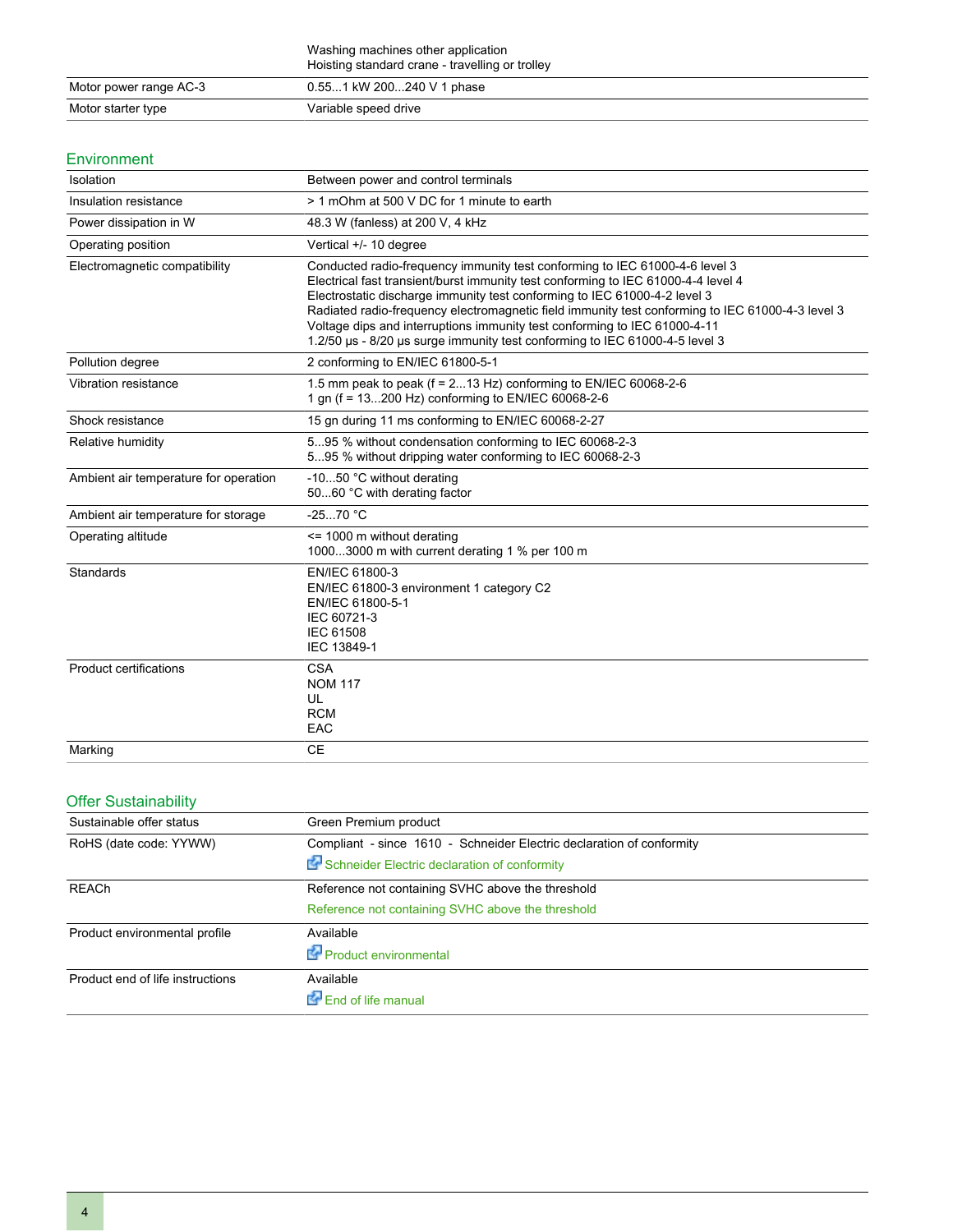| | |
|---|---|
| | Washing machines other application<br>Hoisting standard crane - travelling or trolley |
| Motor power range AC-3 | 0.55...1 kW 200...240 V 1 phase |
| Motor starter type | Variable speed drive |

## Environment

| | |
|---|---|
| Isolation | Between power and control terminals |
| Insulation resistance | > 1 mOhm at 500 V DC for 1 minute to earth |
| Power dissipation in W | 48.3 W (fanless) at 200 V, 4 kHz |
| Operating position | Vertical +/- 10 degree |
| Electromagnetic compatibility | Conducted radio-frequency immunity test conforming to IEC 61000-4-6 level 3<br>Electrical fast transient/burst immunity test conforming to IEC 61000-4-4 level 4<br>Electrostatic discharge immunity test conforming to IEC 61000-4-2 level 3<br>Radiated radio-frequency electromagnetic field immunity test conforming to IEC 61000-4-3 level 3<br>Voltage dips and interruptions immunity test conforming to IEC 61000-4-11<br>1.2/50 µs - 8/20 µs surge immunity test conforming to IEC 61000-4-5 level 3 |
| Pollution degree | 2 conforming to EN/IEC 61800-5-1 |
| Vibration resistance | 1.5 mm peak to peak (f = 2...13 Hz) conforming to EN/IEC 60068-2-6<br>1 gn (f = 13...200 Hz) conforming to EN/IEC 60068-2-6 |
| Shock resistance | 15 gn during 11 ms conforming to EN/IEC 60068-2-27 |
| Relative humidity | 5...95 % without condensation conforming to IEC 60068-2-3<br>5...95 % without dripping water conforming to IEC 60068-2-3 |
| Ambient air temperature for operation | -10...50 °C without derating<br>50...60 °C with derating factor |
| Ambient air temperature for storage | -25...70 °C |
| Operating altitude | <= 1000 m without derating<br>1000...3000 m with current derating 1 % per 100 m |
| Standards | EN/IEC 61800-3<br>EN/IEC 61800-3 environment 1 category C2<br>EN/IEC 61800-5-1<br>IEC 60721-3<br>IEC 61508<br>IEC 13849-1 |
| Product certifications | CSA<br>NOM 117<br>UL<br>RCM<br>EAC |
| Marking | CE |

## Offer Sustainability

| | |
|---|---|
| Sustainable offer status | Green Premium product |
| RoHS (date code: YYWW) | Compliant - since 1610 - Schneider Electric declaration of conformity<br>Schneider Electric declaration of conformity |
| REACh | Reference not containing SVHC above the threshold<br>Reference not containing SVHC above the threshold |
| Product environmental profile | Available<br>Product environmental |
| Product end of life instructions | Available<br>End of life manual |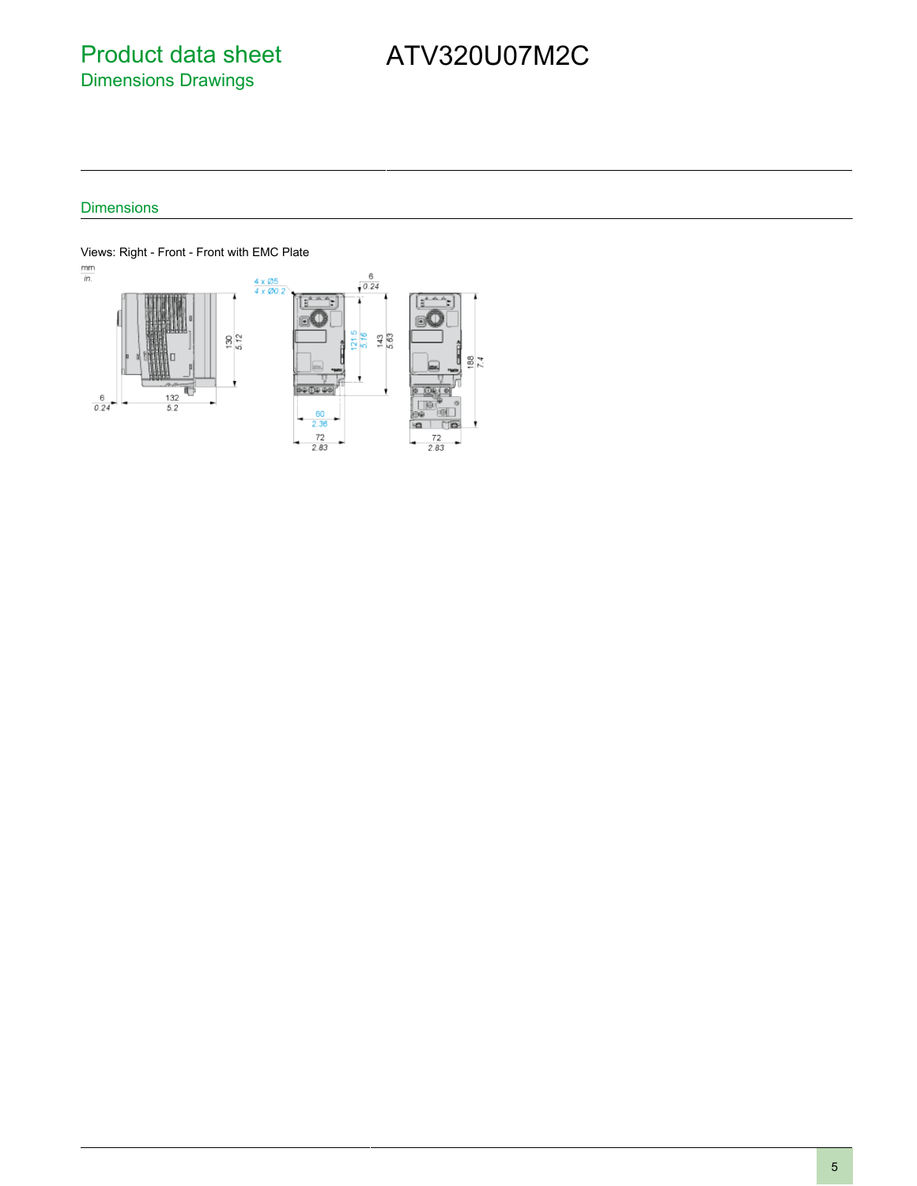## Dimensions

Views: Right - Front - Front with EMC Plate

mm
in.

4 x Ø5
4 x Ø0.2

6
0.24

130
5.12

121.5
5.16

143
5.63

188
7.4

6
0.24

132
5.2

60
2.36

72
2.83

72
2.83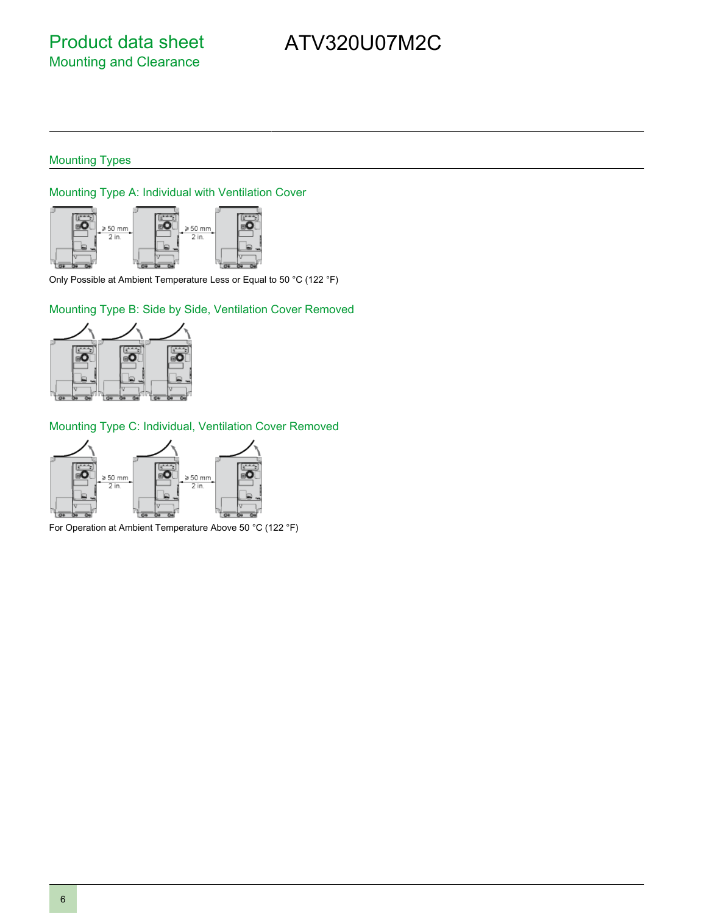# Product data sheet
## Mounting and Clearance

ATV320U07M2C

### Mounting Types

#### Mounting Type A: Individual with Ventilation Cover

≥ 50 mm 2 in.

Only Possible at Ambient Temperature Less or Equal to 50 °C (122 °F)

#### Mounting Type B: Side by Side, Ventilation Cover Removed

#### Mounting Type C: Individual, Ventilation Cover Removed

≥ 50 mm 2 in.

For Operation at Ambient Temperature Above 50 °C (122 °F)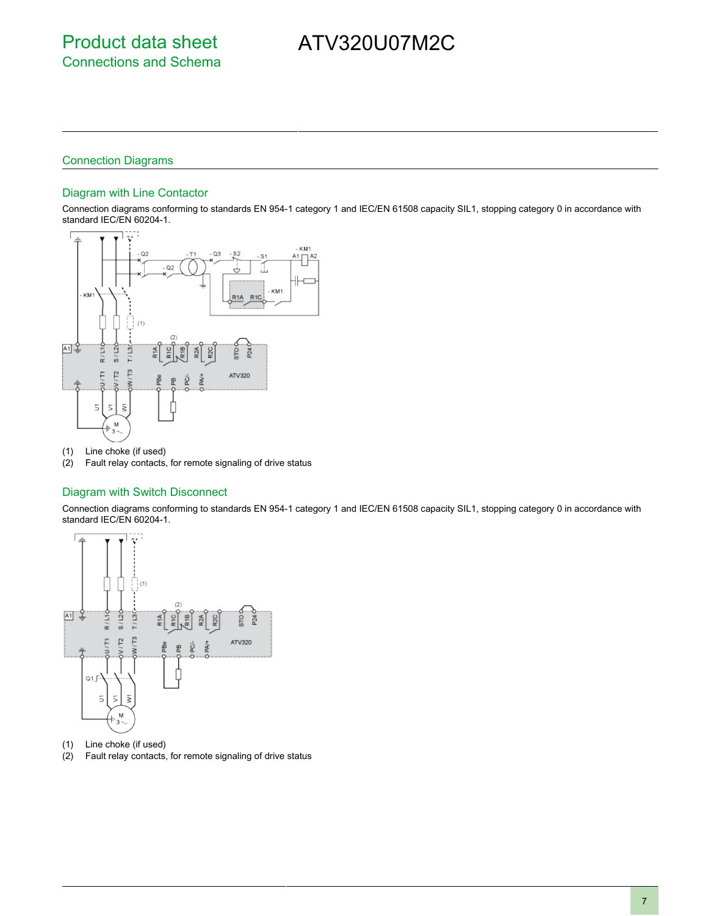# Product data sheet
## Connections and Schema

# ATV320U07M2C

## Connection Diagrams

### Diagram with Line Contactor

Connection diagrams conforming to standards EN 954-1 category 1 and IEC/EN 61508 capacity SIL1, stopping category 0 in accordance with standard IEC/EN 60204-1.

(1) Line choke (if used)
(2) Fault relay contacts, for remote signaling of drive status

### Diagram with Switch Disconnect

Connection diagrams conforming to standards EN 954-1 category 1 and IEC/EN 61508 capacity SIL1, stopping category 0 in accordance with standard IEC/EN 60204-1.

(1) Line choke (if used)
(2) Fault relay contacts, for remote signaling of drive status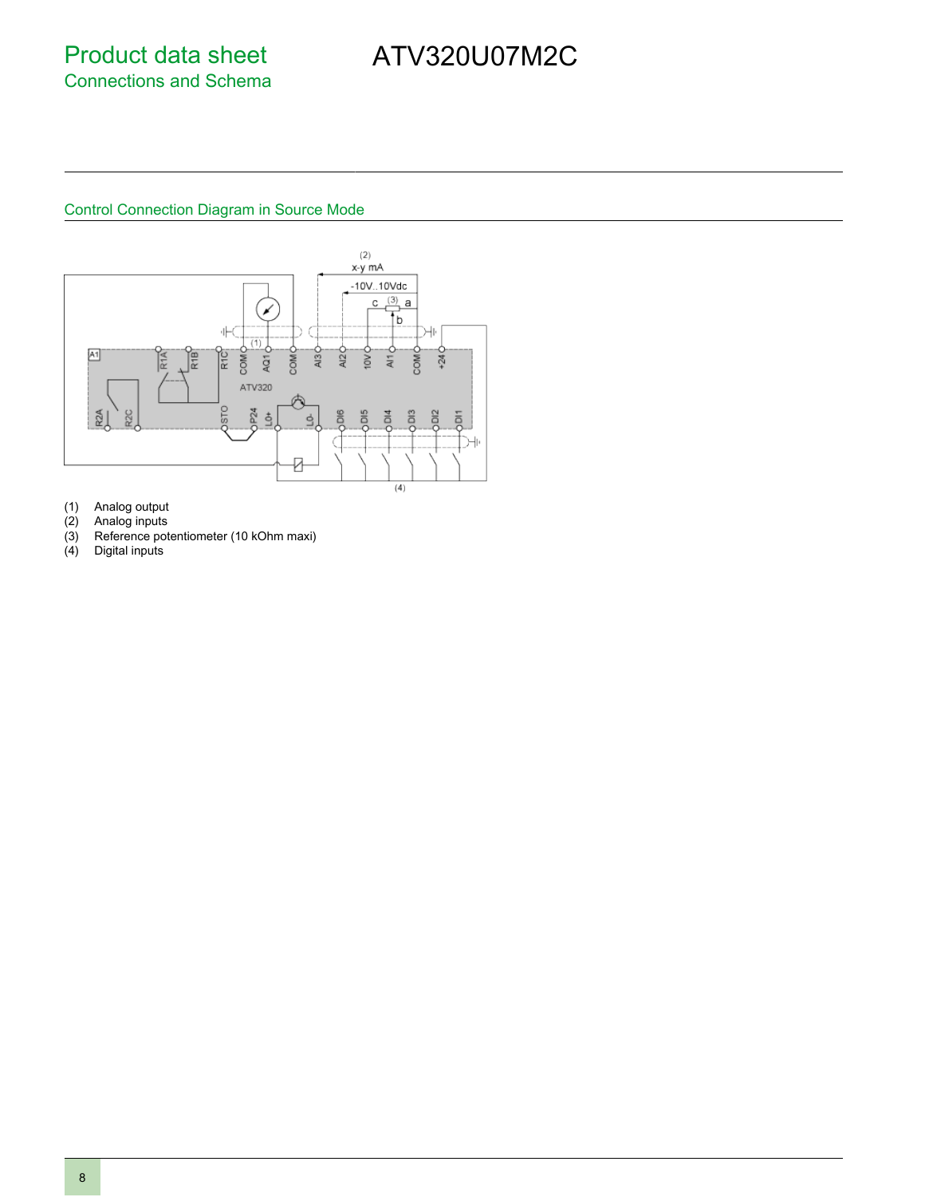# Product data sheet
## Connections and Schema

# ATV320U07M2C

### Control Connection Diagram in Source Mode

(1) Analog output
(2) Analog inputs
(3) Reference potentiometer (10 kOhm maxi)
(4) Digital inputs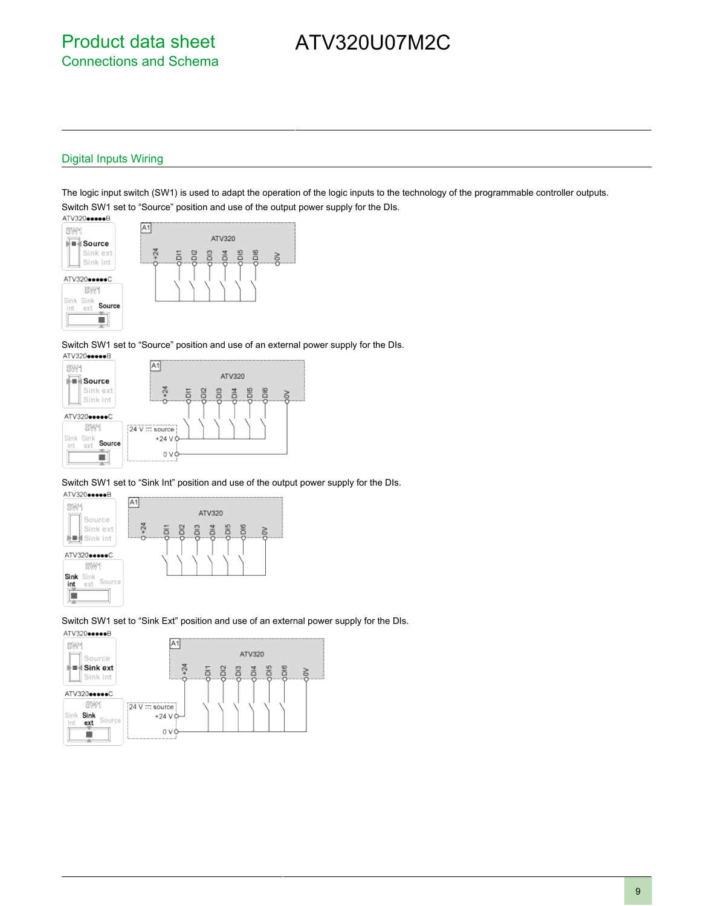# Product data sheet
## Connections and Schema

# ATV320U07M2C

### Digital Inputs Wiring

The logic input switch (SW1) is used to adapt the operation of the logic inputs to the technology of the programmable controller outputs.

Switch SW1 set to "Source" position and use of the output power supply for the DIs.

Switch SW1 set to "Source" position and use of an external power supply for the DIs.

Switch SW1 set to "Sink Int" position and use of the output power supply for the DIs.

Switch SW1 set to "Sink Ext" position and use of an external power supply for the DIs.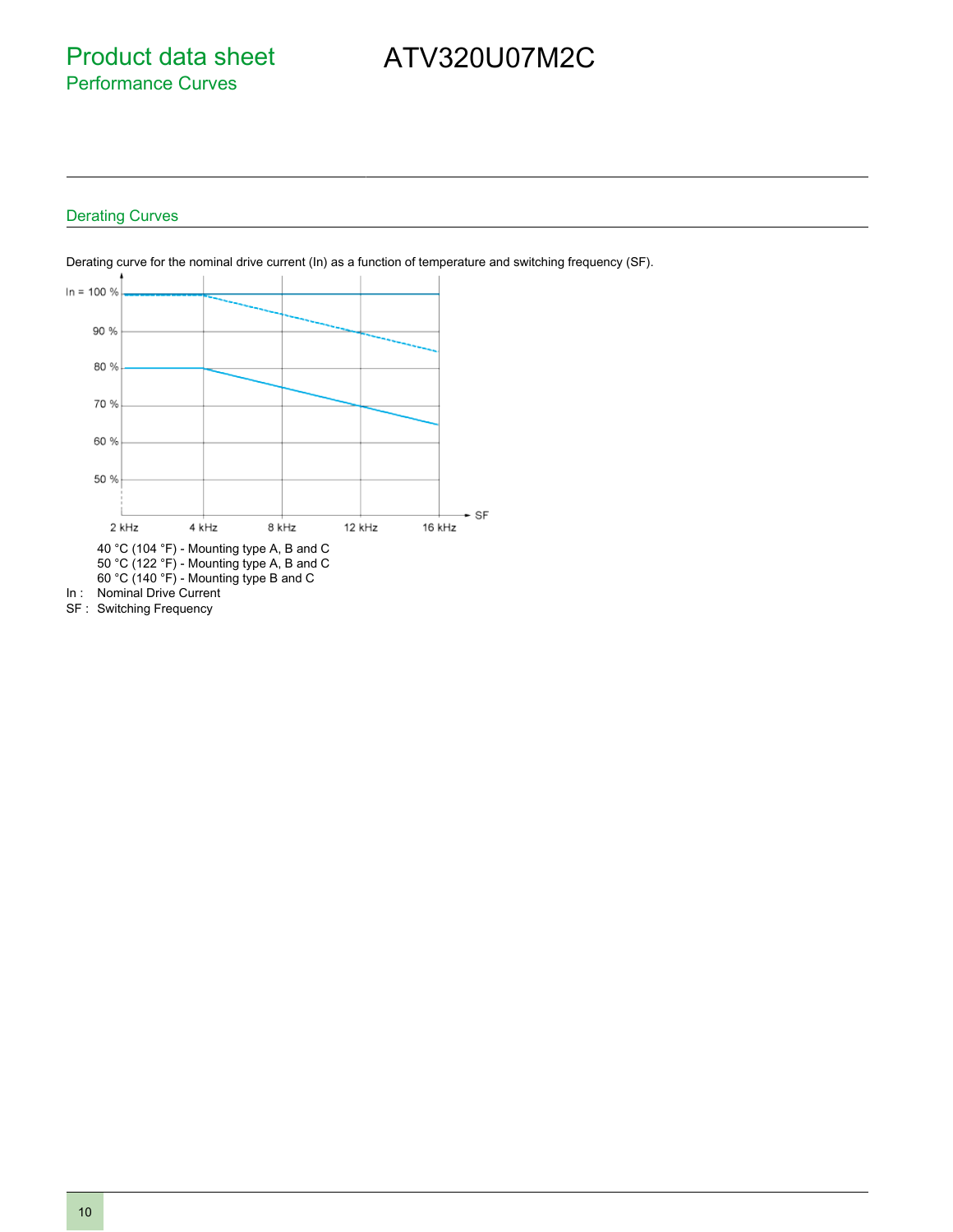# Product data sheet
## Performance Curves

# ATV320U07M2C

### Derating Curves

Derating curve for the nominal drive current (In) as a function of temperature and switching frequency (SF).

40 °C (104 °F) - Mounting type A, B and C
50 °C (122 °F) - Mounting type A, B and C
60 °C (140 °F) - Mounting type B and C

In : Nominal Drive Current
SF : Switching Frequency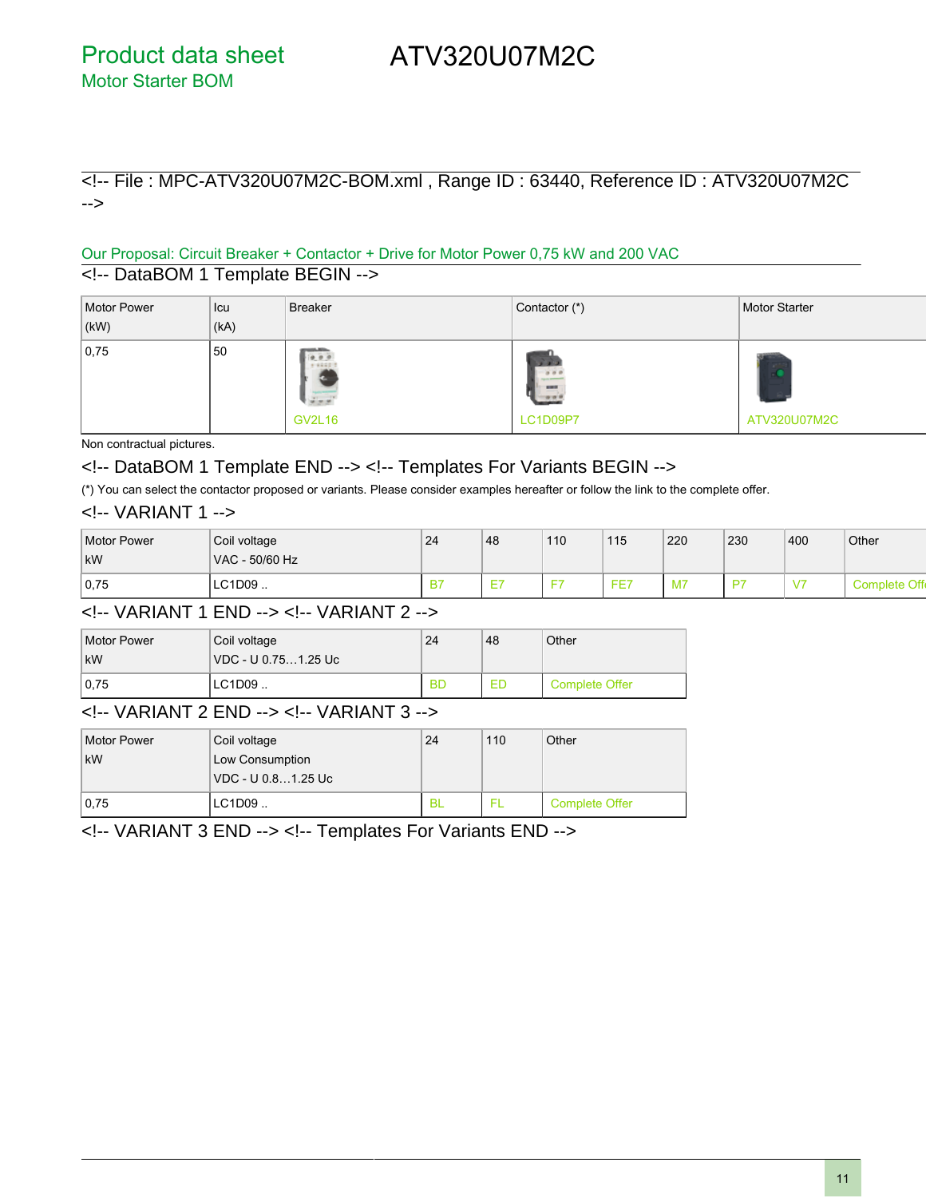# Product data sheet
## Motor Starter BOM

<!-- File : MPC-ATV320U07M2C-BOM.xml , Range ID : 63440, Reference ID : ATV320U07M2C -->

Our Proposal: Circuit Breaker + Contactor + Drive for Motor Power 0,75 kW and 200 VAC

<!-- DataBOM 1 Template BEGIN -->

| Motor Power (kW) | Icu (kA) | Breaker | Contactor (*) | Motor Starter |
|---|---|---|---|---|
| 0,75 | 50 | GV2L16 | LC1D09P7 | ATV320U07M2C |

Non contractual pictures.

<!-- DataBOM 1 Template END --> <!-- Templates For Variants BEGIN -->

(*) You can select the contactor proposed or variants. Please consider examples hereafter or follow the link to the complete offer.

<!-- VARIANT 1 -->

| Motor Power kW | Coil voltage VAC - 50/60 Hz | 24 | 48 | 110 | 115 | 220 | 230 | 400 | Other |
|---|---|---|---|---|---|---|---|---|---|
| 0,75 | LC1D09 .. | B7 | E7 | F7 | FE7 | M7 | P7 | V7 | Complete Offer |

<!-- VARIANT 1 END --> <!-- VARIANT 2 -->

| Motor Power kW | Coil voltage VDC - U 0.75…1.25 Uc | 24 | 48 | Other |
|---|---|---|---|---|
| 0,75 | LC1D09 .. | BD | ED | Complete Offer |

<!-- VARIANT 2 END --> <!-- VARIANT 3 -->

| Motor Power kW | Coil voltage Low Consumption VDC - U 0.8…1.25 Uc | 24 | 110 | Other |
|---|---|---|---|---|
| 0,75 | LC1D09 .. | BL | FL | Complete Offer |

<!-- VARIANT 3 END --> <!-- Templates For Variants END -->